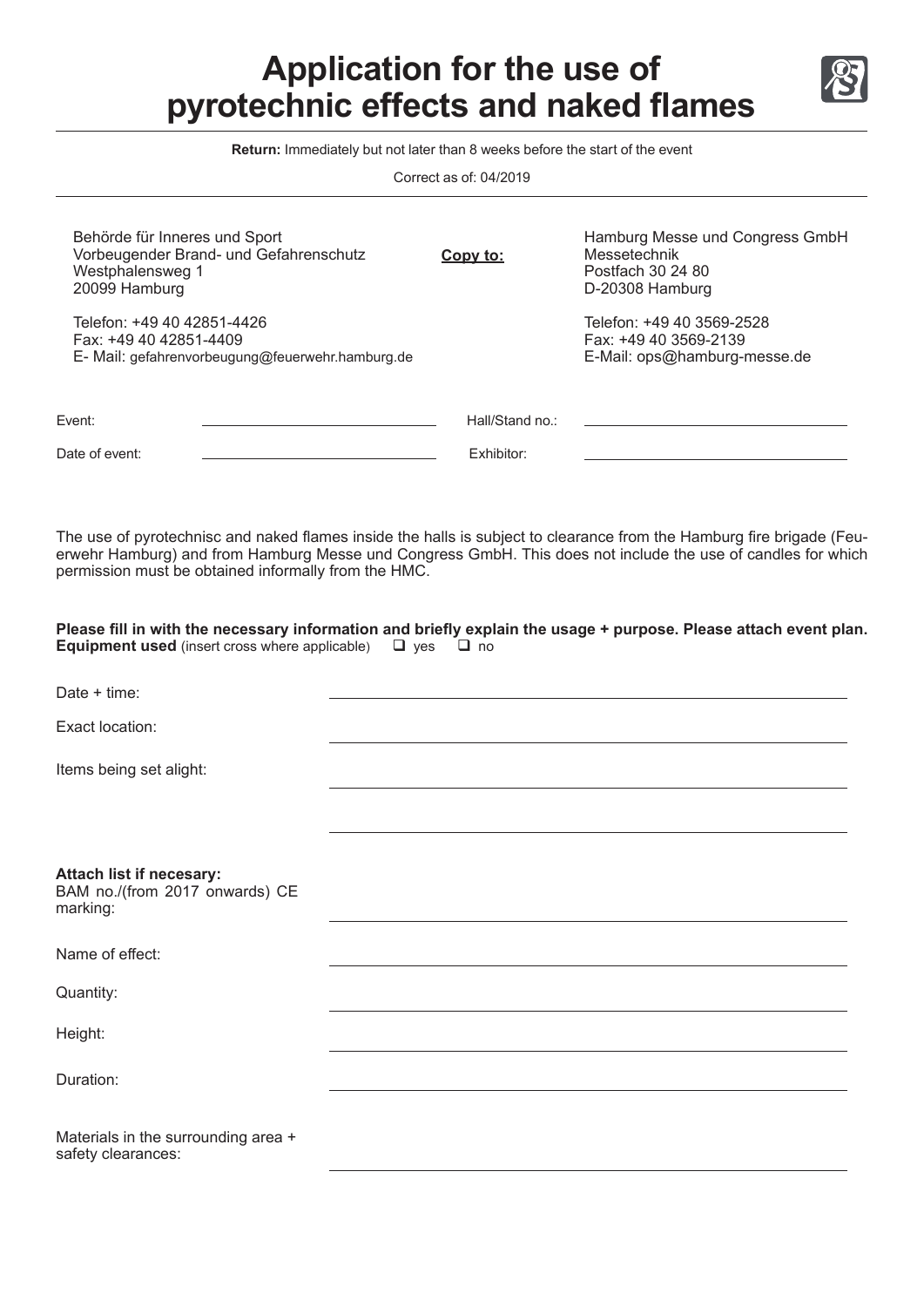# Application for the use of pyrotechnic effects and naked flames

**Return:** Immediately but not later than 8 weeks before the start of the event

Correct as of: 04/2019

Behörde für Inneres und Sport
Vorbeugender Brand- und Gefahrenschutz
Westphalensweg 1
20099 Hamburg

Telefon: +49 40 42851-4426
Fax: +49 40 42851-4409
E- Mail: gefahrenvorbeugung@feuerwehr.hamburg.de

**Copy to:**

Hamburg Messe und Congress GmbH
Messetechnik
Postfach 30 24 80
D-20308 Hamburg

Telefon: +49 40 3569-2528
Fax: +49 40 3569-2139
E-Mail: ops@hamburg-messe.de

Event: ______________________ Hall/Stand no.: ______________________

Date of event: ______________________ Exhibitor: ______________________

The use of pyrotechnisc and naked flames inside the halls is subject to clearance from the Hamburg fire brigade (Feuerwehr Hamburg) and from Hamburg Messe und Congress GmbH. This does not include the use of candles for which permission must be obtained informally from the HMC.

**Please fill in with the necessary information and briefly explain the usage + purpose. Please attach event plan.**
**Equipment used** (insert cross where applicable) ☐ yes ☐ no

Date + time: ______________________

Exact location: ______________________

Items being set alight: ______________________

______________________

**Attach list if necesary:**
BAM no./(from 2017 onwards) CE marking: ______________________

Name of effect: ______________________

Quantity: ______________________

Height: ______________________

Duration: ______________________

Materials in the surrounding area + safety clearances: ______________________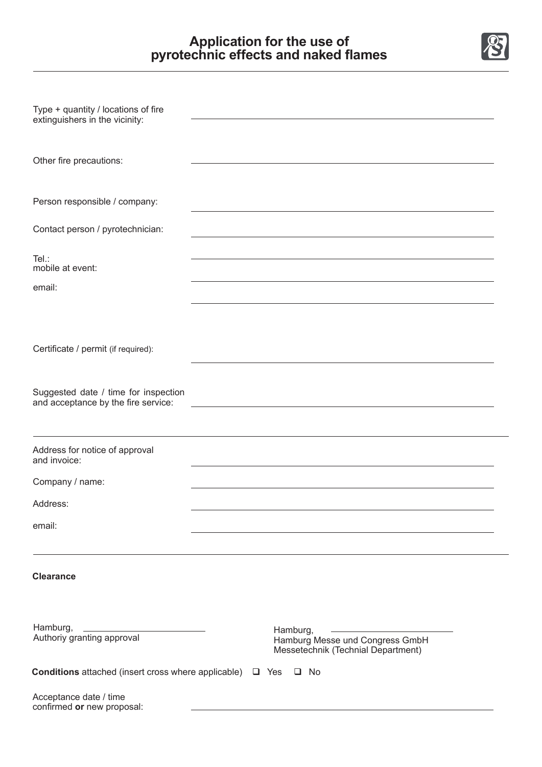# Application for the use of pyrotechnic effects and naked flames

Type + quantity / locations of fire extinguishers in the vicinity: \_\_\_\_\_\_\_\_\_\_\_\_\_\_\_\_\_\_\_\_

Other fire precautions: \_\_\_\_\_\_\_\_\_\_\_\_\_\_\_\_\_\_\_\_

Person responsible / company: \_\_\_\_\_\_\_\_\_\_\_\_\_\_\_\_\_\_\_\_

Contact person / pyrotechnician: \_\_\_\_\_\_\_\_\_\_\_\_\_\_\_\_\_\_\_\_

Tel.: \_\_\_\_\_\_\_\_\_\_\_\_\_\_\_\_\_\_\_\_
mobile at event: \_\_\_\_\_\_\_\_\_\_\_\_\_\_\_\_\_\_\_\_

email: \_\_\_\_\_\_\_\_\_\_\_\_\_\_\_\_\_\_\_\_

Certificate / permit (if required): \_\_\_\_\_\_\_\_\_\_\_\_\_\_\_\_\_\_\_\_

Suggested date / time for inspection and acceptance by the fire service: \_\_\_\_\_\_\_\_\_\_\_\_\_\_\_\_\_\_\_\_

---

Address for notice of approval and invoice: \_\_\_\_\_\_\_\_\_\_\_\_\_\_\_\_\_\_\_\_

Company / name: \_\_\_\_\_\_\_\_\_\_\_\_\_\_\_\_\_\_\_\_

Address: \_\_\_\_\_\_\_\_\_\_\_\_\_\_\_\_\_\_\_\_

email: \_\_\_\_\_\_\_\_\_\_\_\_\_\_\_\_\_\_\_\_

---

**Clearance**

Hamburg, \_\_\_\_\_\_\_\_\_\_\_\_\_\_\_\_\_\_\_\_
Authoriy granting approval

Hamburg, \_\_\_\_\_\_\_\_\_\_\_\_\_\_\_\_\_\_\_\_
Hamburg Messe und Congress GmbH
Messetechnik (Technial Department)

**Conditions** attached (insert cross where applicable) ❑ Yes ❑ No

Acceptance date / time confirmed **or** new proposal: \_\_\_\_\_\_\_\_\_\_\_\_\_\_\_\_\_\_\_\_